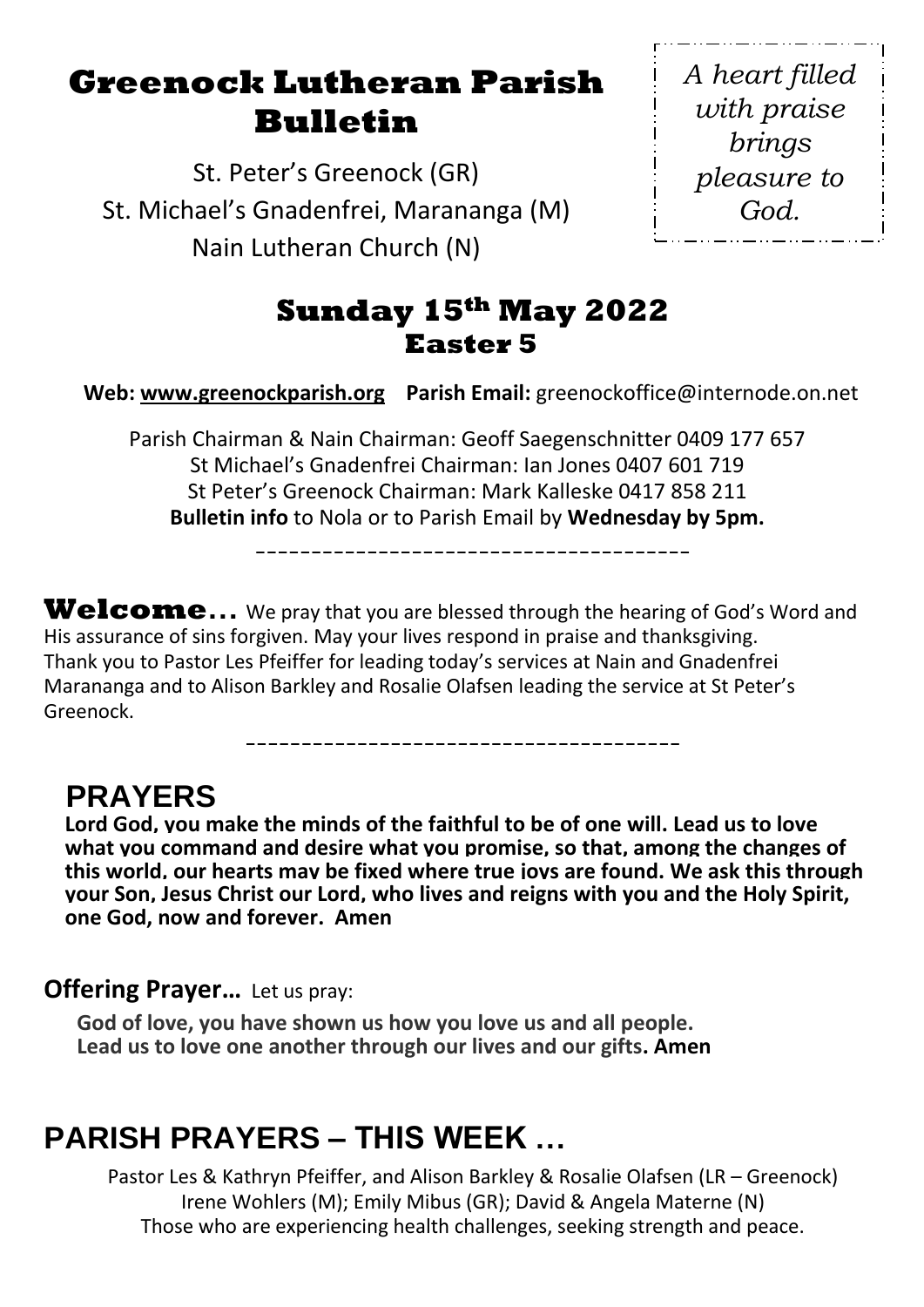# Greenock Lutheran Parish Bulletin

St. Peter's Greenock (GR)
St. Michael's Gnadenfrei, Marananga (M)
Nain Lutheran Church (N)

*A heart filled with praise brings pleasure to God.*

## Sunday 15th May 2022
### Easter 5

**Web: www.greenockparish.org** **Parish Email:** greenockoffice@internode.on.net

Parish Chairman & Nain Chairman: Geoff Saegenschnitter 0409 177 657
St Michael's Gnadenfrei Chairman: Ian Jones 0407 601 719
St Peter's Greenock Chairman: Mark Kalleske 0417 858 211
**Bulletin info** to Nola or to Parish Email by **Wednesday by 5pm.**

---

**Welcome…** We pray that you are blessed through the hearing of God's Word and His assurance of sins forgiven. May your lives respond in praise and thanksgiving. Thank you to Pastor Les Pfeiffer for leading today's services at Nain and Gnadenfrei Marananga and to Alison Barkley and Rosalie Olafsen leading the service at St Peter's Greenock.

---

## PRAYERS

**Lord God, you make the minds of the faithful to be of one will. Lead us to love what you command and desire what you promise, so that, among the changes of this world, our hearts may be fixed where true joys are found. We ask this through your Son, Jesus Christ our Lord, who lives and reigns with you and the Holy Spirit, one God, now and forever. Amen**

**Offering Prayer…** Let us pray:

**God of love, you have shown us how you love us and all people.**
**Lead us to love one another through our lives and our gifts. Amen**

## PARISH PRAYERS – THIS WEEK …

Pastor Les & Kathryn Pfeiffer, and Alison Barkley & Rosalie Olafsen (LR – Greenock)
Irene Wohlers (M); Emily Mibus (GR); David & Angela Materne (N)
Those who are experiencing health challenges, seeking strength and peace.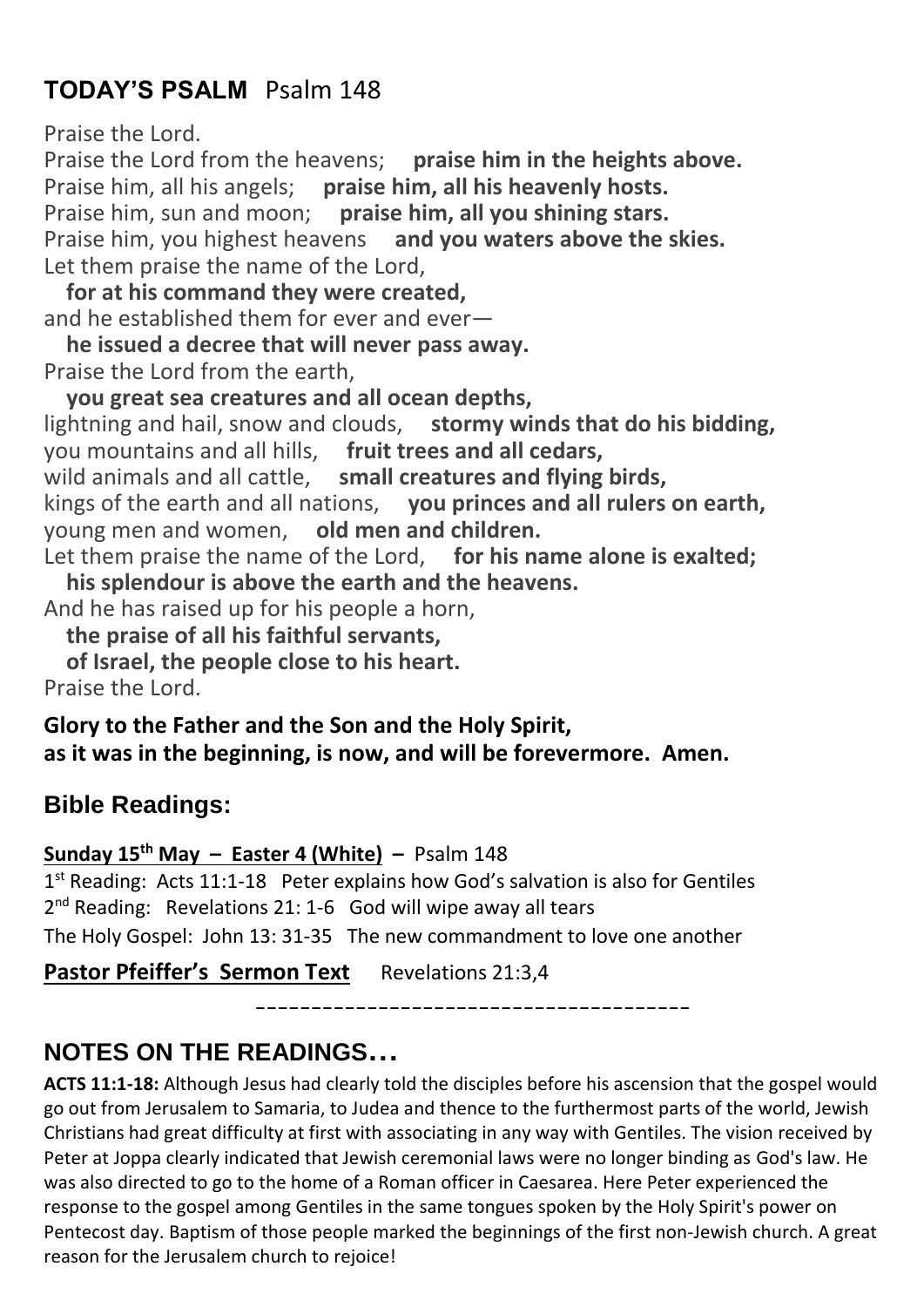## **TODAY'S PSALM** Psalm 148

Praise the Lord.
Praise the Lord from the heavens; **praise him in the heights above.**
Praise him, all his angels; **praise him, all his heavenly hosts.**
Praise him, sun and moon; **praise him, all you shining stars.**
Praise him, you highest heavens **and you waters above the skies.**
Let them praise the name of the Lord,
**for at his command they were created,**
and he established them for ever and ever—
**he issued a decree that will never pass away.**
Praise the Lord from the earth,
**you great sea creatures and all ocean depths,**
lightning and hail, snow and clouds, **stormy winds that do his bidding,**
you mountains and all hills, **fruit trees and all cedars,**
wild animals and all cattle, **small creatures and flying birds,**
kings of the earth and all nations, **you princes and all rulers on earth,**
young men and women, **old men and children.**
Let them praise the name of the Lord, **for his name alone is exalted;**
**his splendour is above the earth and the heavens.**
And he has raised up for his people a horn,
**the praise of all his faithful servants,**
**of Israel, the people close to his heart.**
Praise the Lord.

**Glory to the Father and the Son and the Holy Spirit,**
**as it was in the beginning, is now, and will be forevermore. Amen.**

## Bible Readings:

**Sunday 15th May – Easter 4 (White) –** Psalm 148
1st Reading: Acts 11:1-18 Peter explains how God's salvation is also for Gentiles
2nd Reading: Revelations 21: 1-6 God will wipe away all tears
The Holy Gospel: John 13: 31-35 The new commandment to love one another

**Pastor Pfeiffer's Sermon Text** Revelations 21:3,4

---

## NOTES ON THE READINGS…

**ACTS 11:1-18:** Although Jesus had clearly told the disciples before his ascension that the gospel would go out from Jerusalem to Samaria, to Judea and thence to the furthermost parts of the world, Jewish Christians had great difficulty at first with associating in any way with Gentiles. The vision received by Peter at Joppa clearly indicated that Jewish ceremonial laws were no longer binding as God's law. He was also directed to go to the home of a Roman officer in Caesarea. Here Peter experienced the response to the gospel among Gentiles in the same tongues spoken by the Holy Spirit's power on Pentecost day. Baptism of those people marked the beginnings of the first non-Jewish church. A great reason for the Jerusalem church to rejoice!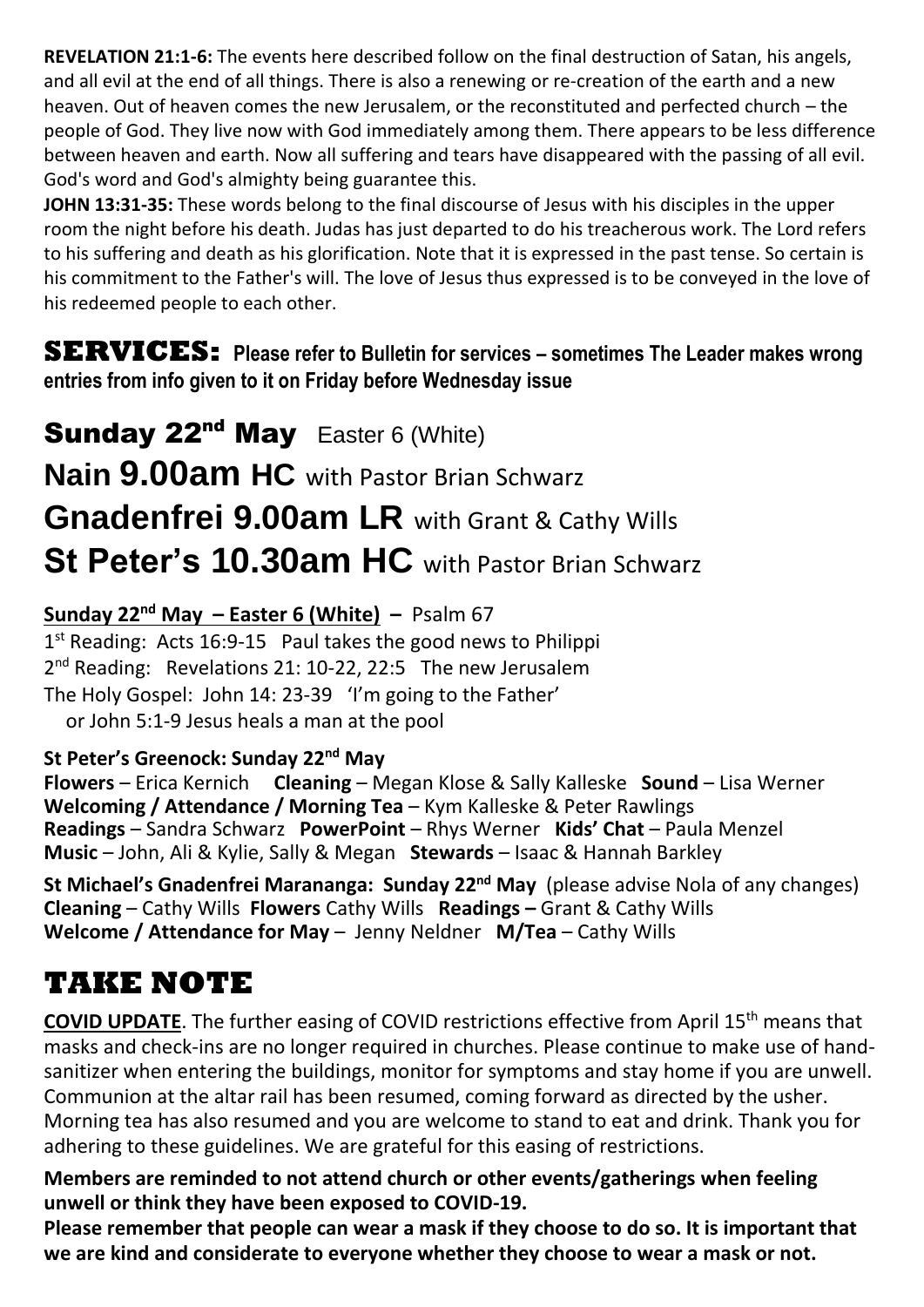**REVELATION 21:1-6:** The events here described follow on the final destruction of Satan, his angels, and all evil at the end of all things. There is also a renewing or re-creation of the earth and a new heaven. Out of heaven comes the new Jerusalem, or the reconstituted and perfected church – the people of God. They live now with God immediately among them. There appears to be less difference between heaven and earth. Now all suffering and tears have disappeared with the passing of all evil. God's word and God's almighty being guarantee this.

**JOHN 13:31-35:** These words belong to the final discourse of Jesus with his disciples in the upper room the night before his death. Judas has just departed to do his treacherous work. The Lord refers to his suffering and death as his glorification. Note that it is expressed in the past tense. So certain is his commitment to the Father's will. The love of Jesus thus expressed is to be conveyed in the love of his redeemed people to each other.

## SERVICES: Please refer to Bulletin for services – sometimes The Leader makes wrong entries from info given to it on Friday before Wednesday issue

## Sunday 22nd May Easter 6 (White)

## Nain 9.00am HC with Pastor Brian Schwarz

## Gnadenfrei 9.00am LR with Grant & Cathy Wills

## St Peter's 10.30am HC with Pastor Brian Schwarz

**Sunday 22nd May – Easter 6 (White) –** Psalm 67

1st Reading: Acts 16:9-15 Paul takes the good news to Philippi
2nd Reading: Revelations 21: 10-22, 22:5 The new Jerusalem
The Holy Gospel: John 14: 23-39 'I'm going to the Father'
or John 5:1-9 Jesus heals a man at the pool

**St Peter's Greenock: Sunday 22nd May**
**Flowers** – Erica Kernich **Cleaning** – Megan Klose & Sally Kalleske **Sound** – Lisa Werner
**Welcoming / Attendance / Morning Tea** – Kym Kalleske & Peter Rawlings
**Readings** – Sandra Schwarz **PowerPoint** – Rhys Werner **Kids' Chat** – Paula Menzel
**Music** – John, Ali & Kylie, Sally & Megan **Stewards** – Isaac & Hannah Barkley

**St Michael's Gnadenfrei Marananga: Sunday 22nd May** (please advise Nola of any changes)
**Cleaning** – Cathy Wills **Flowers** Cathy Wills **Readings –** Grant & Cathy Wills
**Welcome / Attendance for May** – Jenny Neldner **M/Tea** – Cathy Wills

# TAKE NOTE

**COVID UPDATE**. The further easing of COVID restrictions effective from April 15th means that masks and check-ins are no longer required in churches. Please continue to make use of hand-sanitizer when entering the buildings, monitor for symptoms and stay home if you are unwell. Communion at the altar rail has been resumed, coming forward as directed by the usher. Morning tea has also resumed and you are welcome to stand to eat and drink. Thank you for adhering to these guidelines. We are grateful for this easing of restrictions.

**Members are reminded to not attend church or other events/gatherings when feeling unwell or think they have been exposed to COVID-19.**

**Please remember that people can wear a mask if they choose to do so. It is important that we are kind and considerate to everyone whether they choose to wear a mask or not.**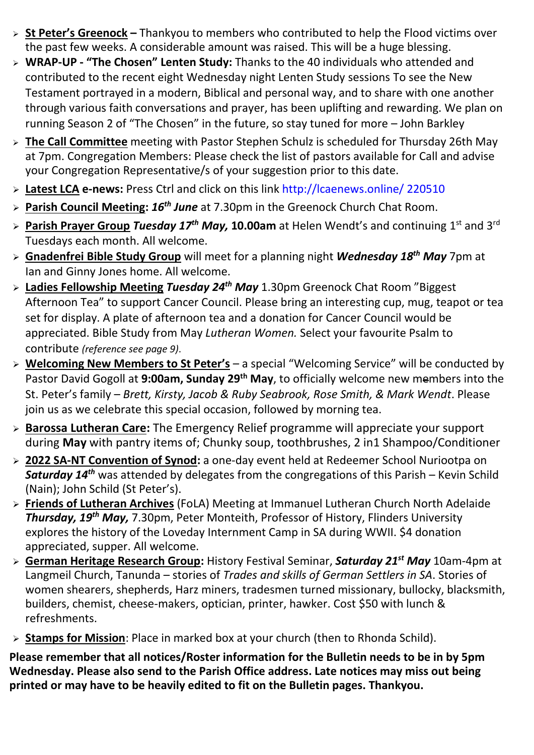- **St Peter's Greenock –** Thankyou to members who contributed to help the Flood victims over the past few weeks. A considerable amount was raised. This will be a huge blessing.
- **WRAP-UP - "The Chosen" Lenten Study:** Thanks to the 40 individuals who attended and contributed to the recent eight Wednesday night Lenten Study sessions To see the New Testament portrayed in a modern, Biblical and personal way, and to share with one another through various faith conversations and prayer, has been uplifting and rewarding. We plan on running Season 2 of "The Chosen" in the future, so stay tuned for more – John Barkley
- **The Call Committee** meeting with Pastor Stephen Schulz is scheduled for Thursday 26th May at 7pm. Congregation Members: Please check the list of pastors available for Call and advise your Congregation Representative/s of your suggestion prior to this date.
- **Latest LCA e-news:** Press Ctrl and click on this link http://lcaenews.online/ 220510
- **Parish Council Meeting:** ***16th June*** at 7.30pm in the Greenock Church Chat Room.
- **Parish Prayer Group** ***Tuesday 17th May,*** **10.00am** at Helen Wendt's and continuing 1st and 3rd Tuesdays each month. All welcome.
- **Gnadenfrei Bible Study Group** will meet for a planning night ***Wednesday 18th May*** 7pm at Ian and Ginny Jones home. All welcome.
- **Ladies Fellowship Meeting** ***Tuesday 24th May*** 1.30pm Greenock Chat Room "Biggest Afternoon Tea" to support Cancer Council. Please bring an interesting cup, mug, teapot or tea set for display. A plate of afternoon tea and a donation for Cancer Council would be appreciated. Bible Study from May *Lutheran Women.* Select your favourite Psalm to contribute *(reference see page 9)*.
- **Welcoming New Members to St Peter's** – a special "Welcoming Service" will be conducted by Pastor David Gogoll at **9:00am, Sunday 29th May**, to officially welcome new members into the St. Peter's family – *Brett, Kirsty, Jacob & Ruby Seabrook, Rose Smith, & Mark Wendt*. Please join us as we celebrate this special occasion, followed by morning tea.
- **Barossa Lutheran Care:** The Emergency Relief programme will appreciate your support during **May** with pantry items of; Chunky soup, toothbrushes, 2 in1 Shampoo/Conditioner
- **2022 SA-NT Convention of Synod:** a one-day event held at Redeemer School Nuriootpa on ***Saturday 14th*** was attended by delegates from the congregations of this Parish – Kevin Schild (Nain); John Schild (St Peter's).
- **Friends of Lutheran Archives** (FoLA) Meeting at Immanuel Lutheran Church North Adelaide ***Thursday, 19th May,*** 7.30pm, Peter Monteith, Professor of History, Flinders University explores the history of the Loveday Internment Camp in SA during WWII. $4 donation appreciated, supper. All welcome.
- **German Heritage Research Group:** History Festival Seminar, ***Saturday 21st May*** 10am-4pm at Langmeil Church, Tanunda – stories of *Trades and skills of German Settlers in SA*. Stories of women shearers, shepherds, Harz miners, tradesmen turned missionary, bullocky, blacksmith, builders, chemist, cheese-makers, optician, printer, hawker. Cost $50 with lunch & refreshments.
- **Stamps for Mission**: Place in marked box at your church (then to Rhonda Schild).

**Please remember that all notices/Roster information for the Bulletin needs to be in by 5pm Wednesday. Please also send to the Parish Office address. Late notices may miss out being printed or may have to be heavily edited to fit on the Bulletin pages. Thankyou.**